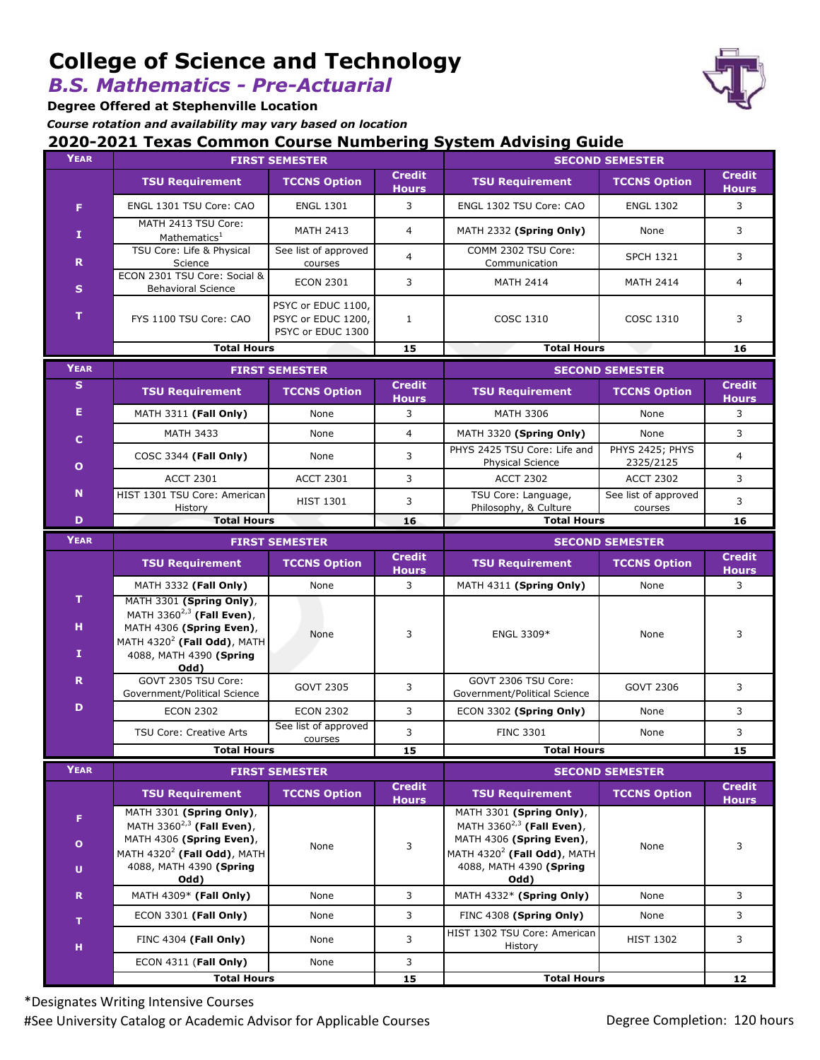# College of Science and Technology

## *B.S. Mathematics - Pre-Actuarial*

**Degree Offered at Stephenville Location**

***Course rotation and availability may vary based on location***

### 2020-2021 Texas Common Course Numbering System Advising Guide

| Year | FIRST SEMESTER | | | SECOND SEMESTER | | |
|---|---|---|---|---|---|---|
| | **TSU Requirement** | **TCCNS Option** | **Credit Hours** | **TSU Requirement** | **TCCNS Option** | **Credit Hours** |
| FIRST | ENGL 1301 TSU Core: CAO | ENGL 1301 | 3 | ENGL 1302 TSU Core: CAO | ENGL 1302 | 3 |
| | MATH 2413 TSU Core: Mathematics[1] | MATH 2413 | 4 | MATH 2332 **(Spring Only)** | None | 3 |
| | TSU Core: Life & Physical Science | See list of approved courses | 4 | COMM 2302 TSU Core: Communication | SPCH 1321 | 3 |
| | ECON 2301 TSU Core: Social & Behavioral Science | ECON 2301 | 3 | MATH 2414 | MATH 2414 | 4 |
| | FYS 1100 TSU Core: CAO | PSYC or EDUC 1100, PSYC or EDUC 1200, PSYC or EDUC 1300 | 1 | COSC 1310 | COSC 1310 | 3 |
| | **Total Hours** | | **15** | **Total Hours** | | **16** |

| Year | FIRST SEMESTER | | | SECOND SEMESTER | | |
|---|---|---|---|---|---|---|
| | **TSU Requirement** | **TCCNS Option** | **Credit Hours** | **TSU Requirement** | **TCCNS Option** | **Credit Hours** |
| SECOND | MATH 3311 **(Fall Only)** | None | 3 | MATH 3306 | None | 3 |
| | MATH 3433 | None | 4 | MATH 3320 **(Spring Only)** | None | 3 |
| | COSC 3344 **(Fall Only)** | None | 3 | PHYS 2425 TSU Core: Life and Physical Science | PHYS 2425; PHYS 2325/2125 | 4 |
| | ACCT 2301 | ACCT 2301 | 3 | ACCT 2302 | ACCT 2302 | 3 |
| | HIST 1301 TSU Core: American History | HIST 1301 | 3 | TSU Core: Language, Philosophy, & Culture | See list of approved courses | 3 |
| | **Total Hours** | | **16** | **Total Hours** | | **16** |

| Year | FIRST SEMESTER | | | SECOND SEMESTER | | |
|---|---|---|---|---|---|---|
| | **TSU Requirement** | **TCCNS Option** | **Credit Hours** | **TSU Requirement** | **TCCNS Option** | **Credit Hours** |
| THIRD | MATH 3332 **(Fall Only)** | None | 3 | MATH 4311 **(Spring Only)** | None | 3 |
| | MATH 3301 **(Spring Only)**, MATH 3360[2,3] **(Fall Even)**, MATH 4306 **(Spring Even)**, MATH 4320[2] **(Fall Odd)**, MATH 4088, MATH 4390 **(Spring Odd)** | None | 3 | ENGL 3309* | None | 3 |
| | GOVT 2305 TSU Core: Government/Political Science | GOVT 2305 | 3 | GOVT 2306 TSU Core: Government/Political Science | GOVT 2306 | 3 |
| | ECON 2302 | ECON 2302 | 3 | ECON 3302 **(Spring Only)** | None | 3 |
| | TSU Core: Creative Arts | See list of approved courses | 3 | FINC 3301 | None | 3 |
| | **Total Hours** | | **15** | **Total Hours** | | **15** |

| Year | FIRST SEMESTER | | | SECOND SEMESTER | | |
|---|---|---|---|---|---|---|
| | **TSU Requirement** | **TCCNS Option** | **Credit Hours** | **TSU Requirement** | **TCCNS Option** | **Credit Hours** |
| FOURTH | MATH 3301 **(Spring Only)**, MATH 3360[2,3] **(Fall Even)**, MATH 4306 **(Spring Even)**, MATH 4320[2] **(Fall Odd)**, MATH 4088, MATH 4390 **(Spring Odd)** | None | 3 | MATH 3301 **(Spring Only)**, MATH 3360[2,3] **(Fall Even)**, MATH 4306 **(Spring Even)**, MATH 4320[2] **(Fall Odd)**, MATH 4088, MATH 4390 **(Spring Odd)** | None | 3 |
| | MATH 4309* **(Fall Only)** | None | 3 | MATH 4332* **(Spring Only)** | None | 3 |
| | ECON 3301 **(Fall Only)** | None | 3 | FINC 4308 **(Spring Only)** | None | 3 |
| | FINC 4304 **(Fall Only)** | None | 3 | HIST 1302 TSU Core: American History | HIST 1302 | 3 |
| | ECON 4311 (**Fall Only)** | None | 3 | | | |
| | **Total Hours** | | **15** | **Total Hours** | | **12** |

*Designates Writing Intensive Courses

#See University Catalog or Academic Advisor for Applicable Courses

Degree Completion: 120 hours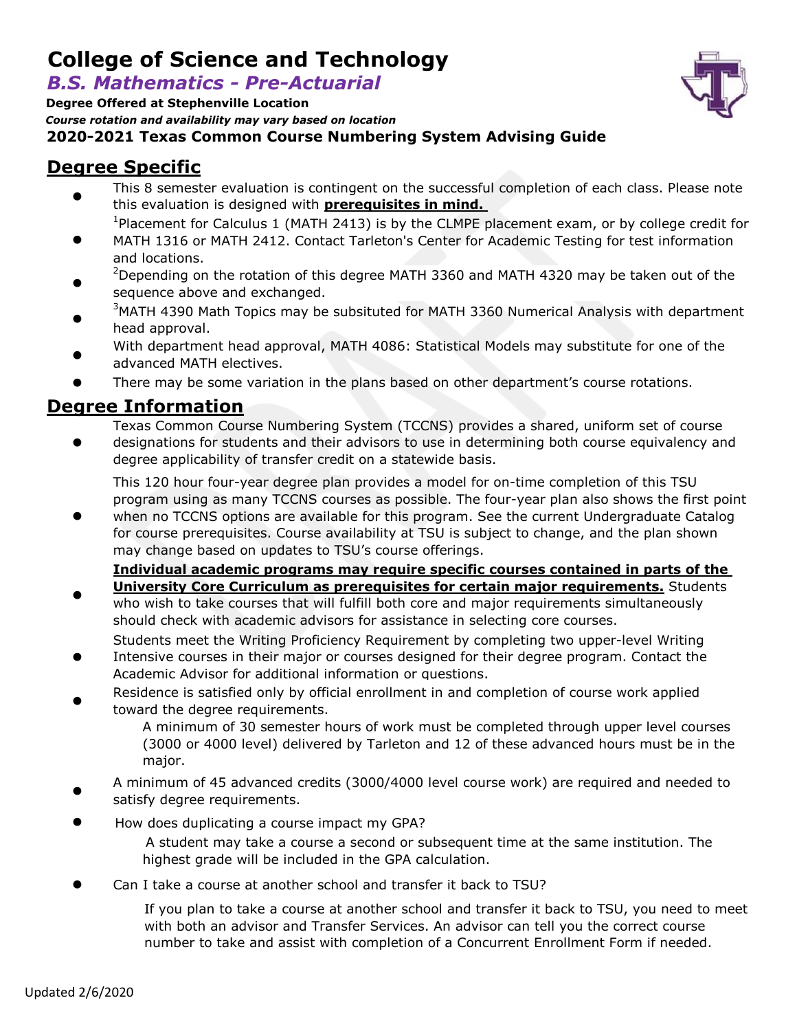# College of Science and Technology

## *B.S. Mathematics - Pre-Actuarial*

**Degree Offered at Stephenville Location**

***Course rotation and availability may vary based on location***

**2020-2021 Texas Common Course Numbering System Advising Guide**

## Degree Specific

- This 8 semester evaluation is contingent on the successful completion of each class. Please note this evaluation is designed with **prerequisites in mind.**
- [1]Placement for Calculus 1 (MATH 2413) is by the CLMPE placement exam, or by college credit for MATH 1316 or MATH 2412. Contact Tarleton's Center for Academic Testing for test information and locations.
- [2]Depending on the rotation of this degree MATH 3360 and MATH 4320 may be taken out of the sequence above and exchanged.
- [3]MATH 4390 Math Topics may be subsituted for MATH 3360 Numerical Analysis with department head approval.
- With department head approval, MATH 4086: Statistical Models may substitute for one of the advanced MATH electives.
- There may be some variation in the plans based on other department's course rotations.

## Degree Information

- Texas Common Course Numbering System (TCCNS) provides a shared, uniform set of course designations for students and their advisors to use in determining both course equivalency and degree applicability of transfer credit on a statewide basis.
- This 120 hour four-year degree plan provides a model for on-time completion of this TSU program using as many TCCNS courses as possible. The four-year plan also shows the first point when no TCCNS options are available for this program. See the current Undergraduate Catalog for course prerequisites. Course availability at TSU is subject to change, and the plan shown may change based on updates to TSU's course offerings.
- **Individual academic programs may require specific courses contained in parts of the University Core Curriculum as prerequisites for certain major requirements.** Students who wish to take courses that will fulfill both core and major requirements simultaneously should check with academic advisors for assistance in selecting core courses.
- Students meet the Writing Proficiency Requirement by completing two upper-level Writing Intensive courses in their major or courses designed for their degree program. Contact the Academic Advisor for additional information or questions.
- Residence is satisfied only by official enrollment in and completion of course work applied toward the degree requirements.

  A minimum of 30 semester hours of work must be completed through upper level courses (3000 or 4000 level) delivered by Tarleton and 12 of these advanced hours must be in the major.
- A minimum of 45 advanced credits (3000/4000 level course work) are required and needed to satisfy degree requirements.
- How does duplicating a course impact my GPA?

  A student may take a course a second or subsequent time at the same institution. The highest grade will be included in the GPA calculation.
- Can I take a course at another school and transfer it back to TSU?

  If you plan to take a course at another school and transfer it back to TSU, you need to meet with both an advisor and Transfer Services. An advisor can tell you the correct course number to take and assist with completion of a Concurrent Enrollment Form if needed.

Updated 2/6/2020